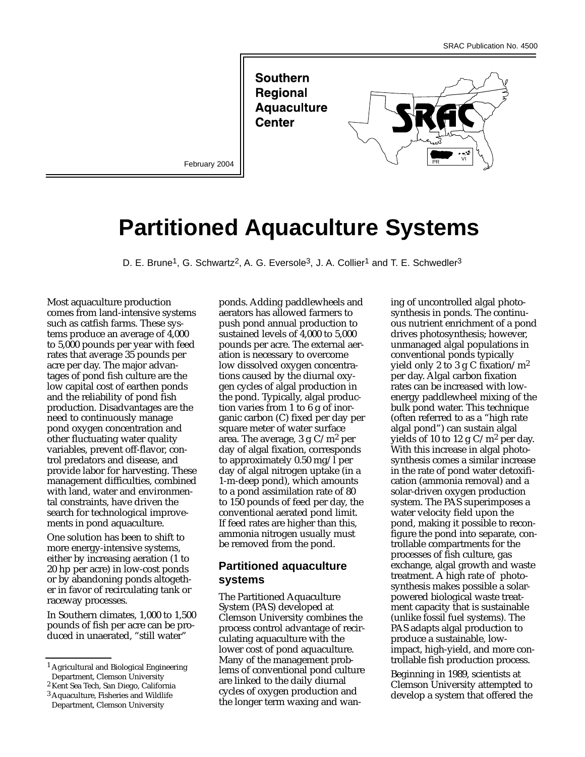SRAC Publication No. 4500

**Southern Regional Aquaculture Center**

February 2004

# Partitioned Aquaculture Systems

D. E. Brune[1], G. Schwartz[2], A. G. Eversole[3], J. A. Collier[1] and T. E. Schwedler[3]

Most aquaculture production comes from land-intensive systems such as catfish farms. These systems produce an average of 4,000 to 5,000 pounds per year with feed rates that average 35 pounds per acre per day. The major advantages of pond fish culture are the low capital cost of earthen ponds and the reliability of pond fish production. Disadvantages are the need to continuously manage pond oxygen concentration and other fluctuating water quality variables, prevent off-flavor, control predators and disease, and provide labor for harvesting. These management difficulties, combined with land, water and environmental constraints, have driven the search for technological improvements in pond aquaculture.

One solution has been to shift to more energy-intensive systems, either by increasing aeration (1 to 20 hp per acre) in low-cost ponds or by abandoning ponds altogether in favor of recirculating tank or raceway processes.

In Southern climates, 1,000 to 1,500 pounds of fish per acre can be produced in unaerated, "still water" ponds. Adding paddlewheels and aerators has allowed farmers to push pond annual production to sustained levels of 4,000 to 5,000 pounds per acre. The external aeration is necessary to overcome low dissolved oxygen concentrations caused by the diurnal oxygen cycles of algal production in the pond. Typically, algal production varies from 1 to 6 g of inorganic carbon (C) fixed per day per square meter of water surface area. The average, 3 g C/$m^2$ per day of algal fixation, corresponds to approximately 0.50 mg/l per day of algal nitrogen uptake (in a 1-m-deep pond), which amounts to a pond assimilation rate of 80 to 150 pounds of feed per day, the conventional aerated pond limit. If feed rates are higher than this, ammonia nitrogen usually must be removed from the pond.

## Partitioned aquaculture systems

The Partitioned Aquaculture System (PAS) developed at Clemson University combines the process control advantage of recirculating aquaculture with the lower cost of pond aquaculture. Many of the management problems of conventional pond culture are linked to the daily diurnal cycles of oxygen production and the longer term waxing and waning of uncontrolled algal photosynthesis in ponds. The continuous nutrient enrichment of a pond drives photosynthesis; however, unmanaged algal populations in conventional ponds typically yield only 2 to 3 g C fixation/$m^2$ per day. Algal carbon fixation rates can be increased with low-energy paddlewheel mixing of the bulk pond water. This technique (often referred to as a "high rate algal pond") can sustain algal yields of 10 to 12 g C/$m^2$ per day. With this increase in algal photosynthesis comes a similar increase in the rate of pond water detoxification (ammonia removal) and a solar-driven oxygen production system. The PAS superimposes a water velocity field upon the pond, making it possible to reconfigure the pond into separate, controllable compartments for the processes of fish culture, gas exchange, algal growth and waste treatment. A high rate of photosynthesis makes possible a solar-powered biological waste treatment capacity that is sustainable (unlike fossil fuel systems). The PAS adapts algal production to produce a sustainable, low-impact, high-yield, and more controllable fish production process.

Beginning in 1989, scientists at Clemson University attempted to develop a system that offered the

[1] Agricultural and Biological Engineering Department, Clemson University
[2] Kent Sea Tech, San Diego, California
[3] Aquaculture, Fisheries and Wildlife Department, Clemson University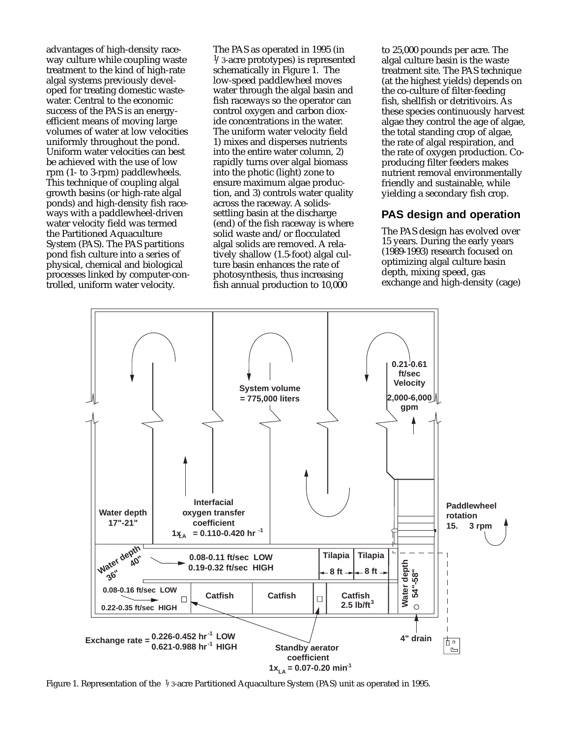advantages of high-density raceway culture while coupling waste treatment to the kind of high-rate algal systems previously developed for treating domestic wastewater. Central to the economic success of the PAS is an energy-efficient means of moving large volumes of water at low velocities uniformly throughout the pond. Uniform water velocities can best be achieved with the use of low rpm (1- to 3-rpm) paddlewheels. This technique of coupling algal growth basins (or high-rate algal ponds) and high-density fish raceways with a paddlewheel-driven water velocity field was termed the Partitioned Aquaculture System (PAS). The PAS partitions pond fish culture into a series of physical, chemical and biological processes linked by computer-controlled, uniform water velocity.

The PAS as operated in 1995 (in 1/3-acre prototypes) is represented schematically in Figure 1. The low-speed paddlewheel moves water through the algal basin and fish raceways so the operator can control oxygen and carbon dioxide concentrations in the water. The uniform water velocity field 1) mixes and disperses nutrients into the entire water column, 2) rapidly turns over algal biomass into the photic (light) zone to ensure maximum algae production, and 3) controls water quality across the raceway. A solids-settling basin at the discharge (end) of the fish raceway is where solid waste and/or flocculated algal solids are removed. A relatively shallow (1.5-foot) algal culture basin enhances the rate of photosynthesis, thus increasing fish annual production to 10,000 to 25,000 pounds per acre. The algal culture basin is the waste treatment site. The PAS technique (at the highest yields) depends on the co-culture of filter-feeding fish, shellfish or detritivoirs. As these species continuously harvest algae they control the age of algae, the total standing crop of algae, the rate of algal respiration, and the rate of oxygen production. Co-producing filter feeders makes nutrient removal environmentally friendly and sustainable, while yielding a secondary fish crop.

## PAS design and operation

The PAS design has evolved over 15 years. During the early years (1989-1993) research focused on optimizing algal culture basin depth, mixing speed, gas exchange and high-density (cage)

Figure 1. Representation of the 1/3-acre Partitioned Aquaculture System (PAS) unit as operated in 1995.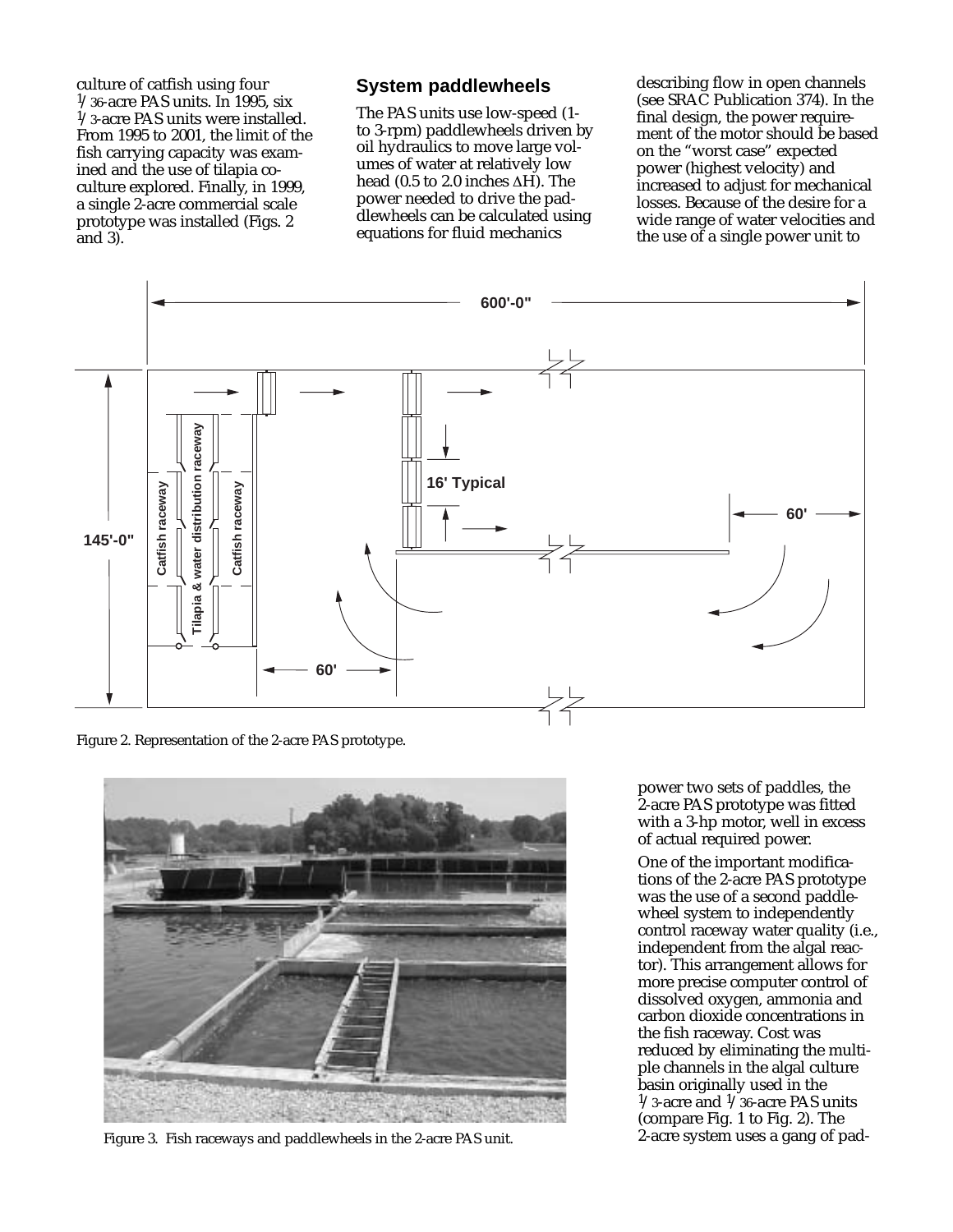culture of catfish using four 1/36-acre PAS units. In 1995, six 1/3-acre PAS units were installed. From 1995 to 2001, the limit of the fish carrying capacity was examined and the use of tilapia co-culture explored. Finally, in 1999, a single 2-acre commercial scale prototype was installed (Figs. 2 and 3).

## System paddlewheels

The PAS units use low-speed (1- to 3-rpm) paddlewheels driven by oil hydraulics to move large volumes of water at relatively low head (0.5 to 2.0 inches $\Delta H$). The power needed to drive the paddlewheels can be calculated using equations for fluid mechanics describing flow in open channels (see SRAC Publication 374). In the final design, the power requirement of the motor should be based on the "worst case" expected power (highest velocity) and increased to adjust for mechanical losses. Because of the desire for a wide range of water velocities and the use of a single power unit to power two sets of paddles, the 2-acre PAS prototype was fitted with a 3-hp motor, well in excess of actual required power.

Figure 2. Representation of the 2-acre PAS prototype.

Figure 3. Fish raceways and paddlewheels in the 2-acre PAS unit.

One of the important modifications of the 2-acre PAS prototype was the use of a second paddlewheel system to independently control raceway water quality (i.e., independent from the algal reactor). This arrangement allows for more precise computer control of dissolved oxygen, ammonia and carbon dioxide concentrations in the fish raceway. Cost was reduced by eliminating the multiple channels in the algal culture basin originally used in the 1/3-acre and 1/36-acre PAS units (compare Fig. 1 to Fig. 2). The 2-acre system uses a gang of pad-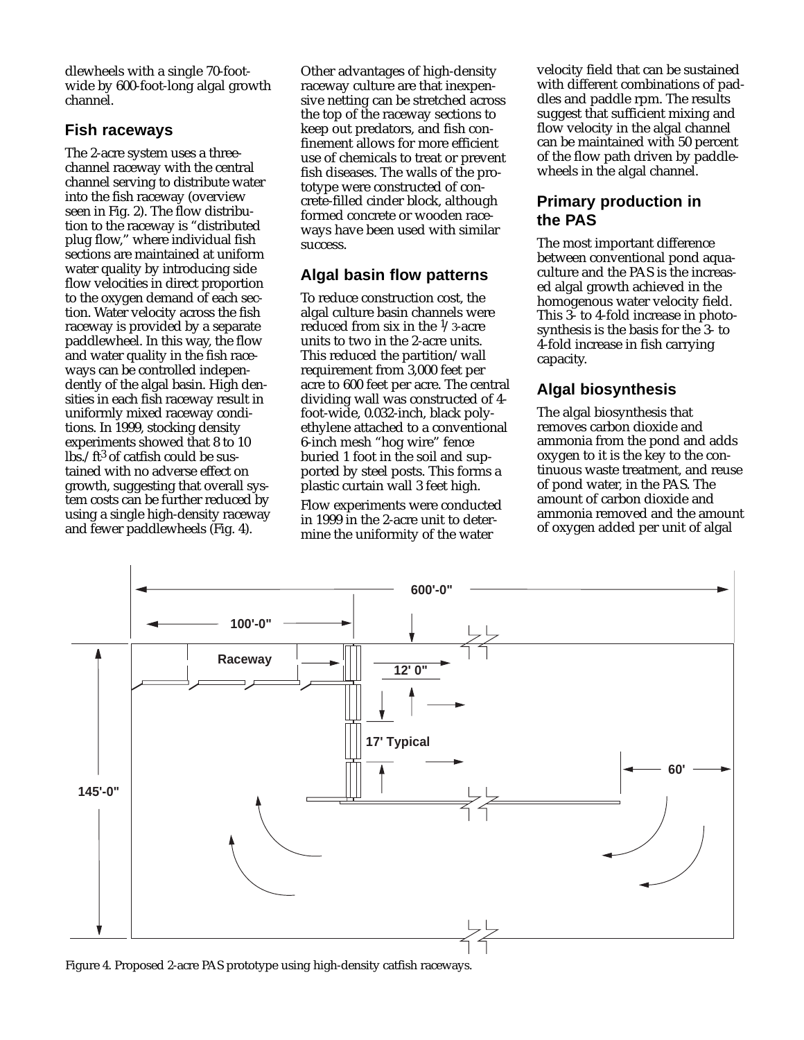dlewheels with a single 70-foot-wide by 600-foot-long algal growth channel.

### Fish raceways

The 2-acre system uses a three-channel raceway with the central channel serving to distribute water into the fish raceway (overview seen in Fig. 2). The flow distribution to the raceway is "distributed plug flow," where individual fish sections are maintained at uniform water quality by introducing side flow velocities in direct proportion to the oxygen demand of each section. Water velocity across the fish raceway is provided by a separate paddlewheel. In this way, the flow and water quality in the fish raceways can be controlled independently of the algal basin. High densities in each fish raceway result in uniformly mixed raceway conditions. In 1999, stocking density experiments showed that 8 to 10 lbs./ft$^3$ of catfish could be sustained with no adverse effect on growth, suggesting that overall system costs can be further reduced by using a single high-density raceway and fewer paddlewheels (Fig. 4).

Other advantages of high-density raceway culture are that inexpensive netting can be stretched across the top of the raceway sections to keep out predators, and fish confinement allows for more efficient use of chemicals to treat or prevent fish diseases. The walls of the prototype were constructed of concrete-filled cinder block, although formed concrete or wooden raceways have been used with similar success.

### Algal basin flow patterns

To reduce construction cost, the algal culture basin channels were reduced from six in the 1/3-acre units to two in the 2-acre units. This reduced the partition/wall requirement from 3,000 feet per acre to 600 feet per acre. The central dividing wall was constructed of 4-foot-wide, 0.032-inch, black polyethylene attached to a conventional 6-inch mesh "hog wire" fence buried 1 foot in the soil and supported by steel posts. This forms a plastic curtain wall 3 feet high.

Flow experiments were conducted in 1999 in the 2-acre unit to determine the uniformity of the water velocity field that can be sustained with different combinations of paddles and paddle rpm. The results suggest that sufficient mixing and flow velocity in the algal channel can be maintained with 50 percent of the flow path driven by paddlewheels in the algal channel.

### Primary production in the PAS

The most important difference between conventional pond aquaculture and the PAS is the increased algal growth achieved in the homogenous water velocity field. This 3- to 4-fold increase in photosynthesis is the basis for the 3- to 4-fold increase in fish carrying capacity.

### Algal biosynthesis

The algal biosynthesis that removes carbon dioxide and ammonia from the pond and adds oxygen to it is the key to the continuous waste treatment, and reuse of pond water, in the PAS. The amount of carbon dioxide and ammonia removed and the amount of oxygen added per unit of algal

Figure 4. Proposed 2-acre PAS prototype using high-density catfish raceways.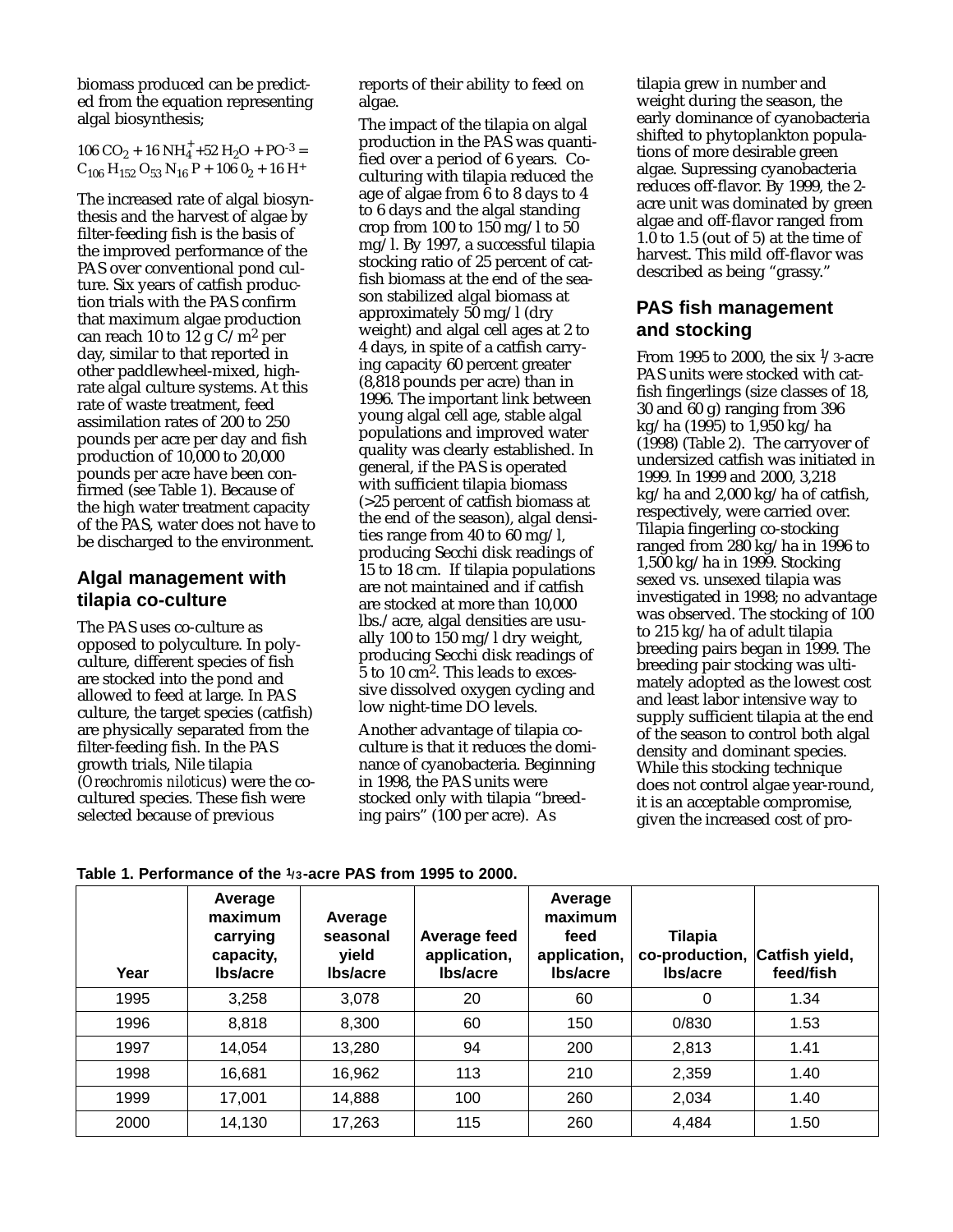biomass produced can be predicted from the equation representing algal biosynthesis;

$$106\,CO_2 + 16\,NH_4^+ + 52\,H_2O + PO^{-3} = C_{106}\,H_{152}\,O_{53}\,N_{16}\,P + 106\,O_2 + 16\,H^+$$

The increased rate of algal biosynthesis and the harvest of algae by filter-feeding fish is the basis of the improved performance of the PAS over conventional pond culture. Six years of catfish production trials with the PAS confirm that maximum algae production can reach 10 to 12 g C/$m^2$ per day, similar to that reported in other paddlewheel-mixed, high-rate algal culture systems. At this rate of waste treatment, feed assimilation rates of 200 to 250 pounds per acre per day and fish production of 10,000 to 20,000 pounds per acre have been confirmed (see Table 1). Because of the high water treatment capacity of the PAS, water does not have to be discharged to the environment.

## Algal management with tilapia co-culture

The PAS uses co-culture as opposed to polyculture. In polyculture, different species of fish are stocked into the pond and allowed to feed at large. In PAS culture, the target species (catfish) are physically separated from the filter-feeding fish. In the PAS growth trials, Nile tilapia (*Oreochromis niloticus*) were the co-cultured species. These fish were selected because of previous reports of their ability to feed on algae.

The impact of the tilapia on algal production in the PAS was quantified over a period of 6 years. Co-culturing with tilapia reduced the age of algae from 6 to 8 days to 4 to 6 days and the algal standing crop from 100 to 150 mg/l to 50 mg/l. By 1997, a successful tilapia stocking ratio of 25 percent of catfish biomass at the end of the season stabilized algal biomass at approximately 50 mg/l (dry weight) and algal cell ages at 2 to 4 days, in spite of a catfish carrying capacity 60 percent greater (8,818 pounds per acre) than in 1996. The important link between young algal cell age, stable algal populations and improved water quality was clearly established. In general, if the PAS is operated with sufficient tilapia biomass (>25 percent of catfish biomass at the end of the season), algal densities range from 40 to 60 mg/l, producing Secchi disk readings of 15 to 18 cm. If tilapia populations are not maintained and if catfish are stocked at more than 10,000 lbs./acre, algal densities are usually 100 to 150 mg/l dry weight, producing Secchi disk readings of 5 to 10 $cm^2$. This leads to excessive dissolved oxygen cycling and low night-time DO levels.

Another advantage of tilapia co-culture is that it reduces the dominance of cyanobacteria. Beginning in 1998, the PAS units were stocked only with tilapia "breeding pairs" (100 per acre). As tilapia grew in number and weight during the season, the early dominance of cyanobacteria shifted to phytoplankton populations of more desirable green algae. Supressing cyanobacteria reduces off-flavor. By 1999, the 2-acre unit was dominated by green algae and off-flavor ranged from 1.0 to 1.5 (out of 5) at the time of harvest. This mild off-flavor was described as being "grassy."

## PAS fish management and stocking

From 1995 to 2000, the six 1/3-acre PAS units were stocked with catfish fingerlings (size classes of 18, 30 and 60 g) ranging from 396 kg/ha (1995) to 1,950 kg/ha (1998) (Table 2). The carryover of undersized catfish was initiated in 1999. In 1999 and 2000, 3,218 kg/ha and 2,000 kg/ha of catfish, respectively, were carried over. Tilapia fingerling co-stocking ranged from 280 kg/ha in 1996 to 1,500 kg/ha in 1999. Stocking sexed vs. unsexed tilapia was investigated in 1998; no advantage was observed. The stocking of 100 to 215 kg/ha of adult tilapia breeding pairs began in 1999. The breeding pair stocking was ultimately adopted as the lowest cost and least labor intensive way to supply sufficient tilapia at the end of the season to control both algal density and dominant species. While this stocking technique does not control algae year-round, it is an acceptable compromise, given the increased cost of pro-

**Table 1. Performance of the 1/3-acre PAS from 1995 to 2000.**

| Year | Average maximum carrying capacity, lbs/acre | Average seasonal yield lbs/acre | Average feed application, lbs/acre | Average maximum feed application, lbs/acre | Tilapia co-production, lbs/acre | Catfish yield, feed/fish |
|---|---|---|---|---|---|---|
| 1995 | 3,258 | 3,078 | 20 | 60 | 0 | 1.34 |
| 1996 | 8,818 | 8,300 | 60 | 150 | 0/830 | 1.53 |
| 1997 | 14,054 | 13,280 | 94 | 200 | 2,813 | 1.41 |
| 1998 | 16,681 | 16,962 | 113 | 210 | 2,359 | 1.40 |
| 1999 | 17,001 | 14,888 | 100 | 260 | 2,034 | 1.40 |
| 2000 | 14,130 | 17,263 | 115 | 260 | 4,484 | 1.50 |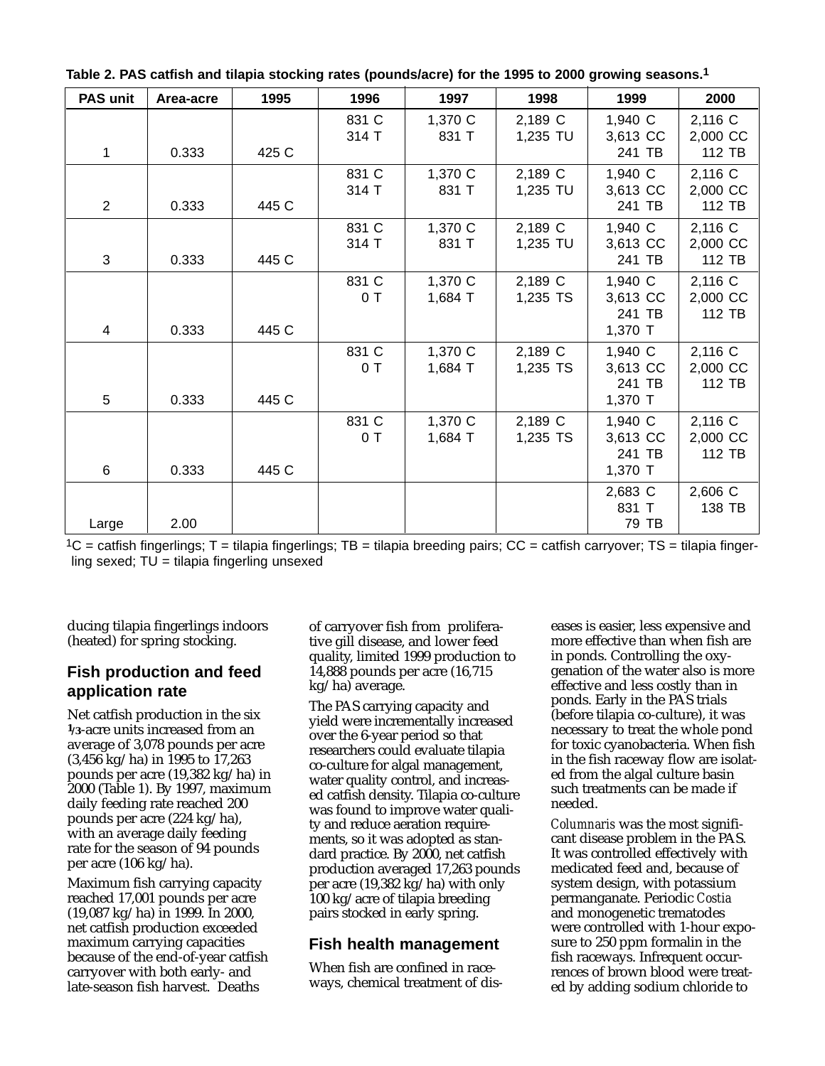**Table 2. PAS catfish and tilapia stocking rates (pounds/acre) for the 1995 to 2000 growing seasons.[1]**

| PAS unit | Area-acre | 1995 | 1996 | 1997 | 1998 | 1999 | 2000 |
|---|---|---|---|---|---|---|---|
| 1 | 0.333 | 425 C | 831 C<br>314 T | 1,370 C<br>831 T | 2,189 C<br>1,235 TU | 1,940 C<br>3,613 CC<br>241 TB | 2,116 C<br>2,000 CC<br>112 TB |
| 2 | 0.333 | 445 C | 831 C<br>314 T | 1,370 C<br>831 T | 2,189 C<br>1,235 TU | 1,940 C<br>3,613 CC<br>241 TB | 2,116 C<br>2,000 CC<br>112 TB |
| 3 | 0.333 | 445 C | 831 C<br>314 T | 1,370 C<br>831 T | 2,189 C<br>1,235 TU | 1,940 C<br>3,613 CC<br>241 TB | 2,116 C<br>2,000 CC<br>112 TB |
| 4 | 0.333 | 445 C | 831 C<br>0 T | 1,370 C<br>1,684 T | 2,189 C<br>1,235 TS | 1,940 C<br>3,613 CC<br>241 TB<br>1,370 T | 2,116 C<br>2,000 CC<br>112 TB |
| 5 | 0.333 | 445 C | 831 C<br>0 T | 1,370 C<br>1,684 T | 2,189 C<br>1,235 TS | 1,940 C<br>3,613 CC<br>241 TB<br>1,370 T | 2,116 C<br>2,000 CC<br>112 TB |
| 6 | 0.333 | 445 C | 831 C<br>0 T | 1,370 C<br>1,684 T | 2,189 C<br>1,235 TS | 1,940 C<br>3,613 CC<br>241 TB<br>1,370 T | 2,116 C<br>2,000 CC<br>112 TB |
| Large | 2.00 | | | | | 2,683 C<br>831 T<br>79 TB | 2,606 C<br>138 TB |

[1]C = catfish fingerlings; T = tilapia fingerlings; TB = tilapia breeding pairs; CC = catfish carryover; TS = tilapia fingerling sexed; TU = tilapia fingerling unsexed

ducing tilapia fingerlings indoors (heated) for spring stocking.

## Fish production and feed application rate

Net catfish production in the six 1/3-acre units increased from an average of 3,078 pounds per acre (3,456 kg/ha) in 1995 to 17,263 pounds per acre (19,382 kg/ha) in 2000 (Table 1). By 1997, maximum daily feeding rate reached 200 pounds per acre (224 kg/ha), with an average daily feeding rate for the season of 94 pounds per acre (106 kg/ha).

Maximum fish carrying capacity reached 17,001 pounds per acre (19,087 kg/ha) in 1999. In 2000, net catfish production exceeded maximum carrying capacities because of the end-of-year catfish carryover with both early- and late-season fish harvest. Deaths of carryover fish from proliferative gill disease, and lower feed quality, limited 1999 production to 14,888 pounds per acre (16,715 kg/ha) average.

The PAS carrying capacity and yield were incrementally increased over the 6-year period so that researchers could evaluate tilapia co-culture for algal management, water quality control, and increased catfish density. Tilapia co-culture was found to improve water quality and reduce aeration requirements, so it was adopted as standard practice. By 2000, net catfish production averaged 17,263 pounds per acre (19,382 kg/ha) with only 100 kg/acre of tilapia breeding pairs stocked in early spring.

## Fish health management

When fish are confined in raceways, chemical treatment of diseases is easier, less expensive and more effective than when fish are in ponds. Controlling the oxygenation of the water also is more effective and less costly than in ponds. Early in the PAS trials (before tilapia co-culture), it was necessary to treat the whole pond for toxic cyanobacteria. When fish in the fish raceway flow are isolated from the algal culture basin such treatments can be made if needed.

*Columnaris* was the most significant disease problem in the PAS. It was controlled effectively with medicated feed and, because of system design, with potassium permanganate. Periodic *Costia* and monogenetic trematodes were controlled with 1-hour exposure to 250 ppm formalin in the fish raceways. Infrequent occurrences of brown blood were treated by adding sodium chloride to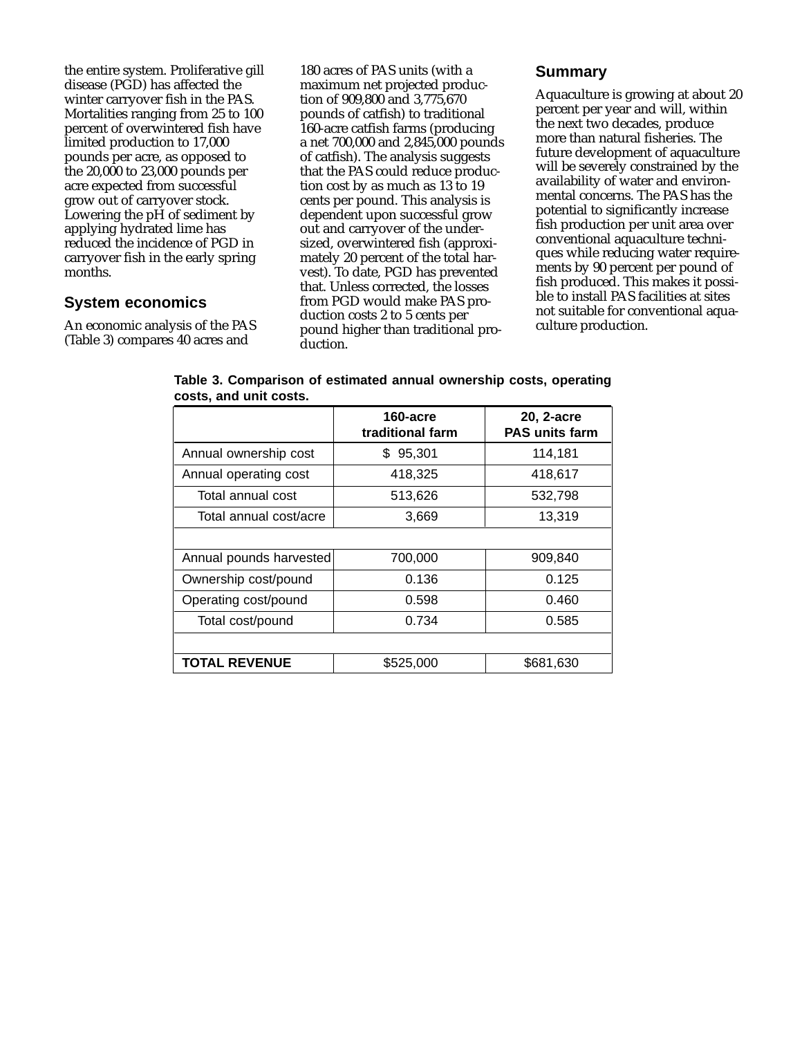the entire system. Proliferative gill disease (PGD) has affected the winter carryover fish in the PAS. Mortalities ranging from 25 to 100 percent of overwintered fish have limited production to 17,000 pounds per acre, as opposed to the 20,000 to 23,000 pounds per acre expected from successful grow out of carryover stock. Lowering the pH of sediment by applying hydrated lime has reduced the incidence of PGD in carryover fish in the early spring months.

## System economics

An economic analysis of the PAS (Table 3) compares 40 acres and 180 acres of PAS units (with a maximum net projected production of 909,800 and 3,775,670 pounds of catfish) to traditional 160-acre catfish farms (producing a net 700,000 and 2,845,000 pounds of catfish). The analysis suggests that the PAS could reduce production cost by as much as 13 to 19 cents per pound. This analysis is dependent upon successful grow out and carryover of the undersized, overwintered fish (approximately 20 percent of the total harvest). To date, PGD has prevented that. Unless corrected, the losses from PGD would make PAS production costs 2 to 5 cents per pound higher than traditional production.

## Summary

Aquaculture is growing at about 20 percent per year and will, within the next two decades, produce more than natural fisheries. The future development of aquaculture will be severely constrained by the availability of water and environmental concerns. The PAS has the potential to significantly increase fish production per unit area over conventional aquaculture techniques while reducing water requirements by 90 percent per pound of fish produced. This makes it possible to install PAS facilities at sites not suitable for conventional aquaculture production.

**Table 3. Comparison of estimated annual ownership costs, operating costs, and unit costs.**

| | 160-acre traditional farm | 20, 2-acre PAS units farm |
|---|---|---|
| Annual ownership cost | $ 95,301 | 114,181 |
| Annual operating cost | 418,325 | 418,617 |
| Total annual cost | 513,626 | 532,798 |
| Total annual cost/acre | 3,669 | 13,319 |
| | | |
| Annual pounds harvested | 700,000 | 909,840 |
| Ownership cost/pound | 0.136 | 0.125 |
| Operating cost/pound | 0.598 | 0.460 |
| Total cost/pound | 0.734 | 0.585 |
| | | |
| **TOTAL REVENUE** | $525,000 | $681,630 |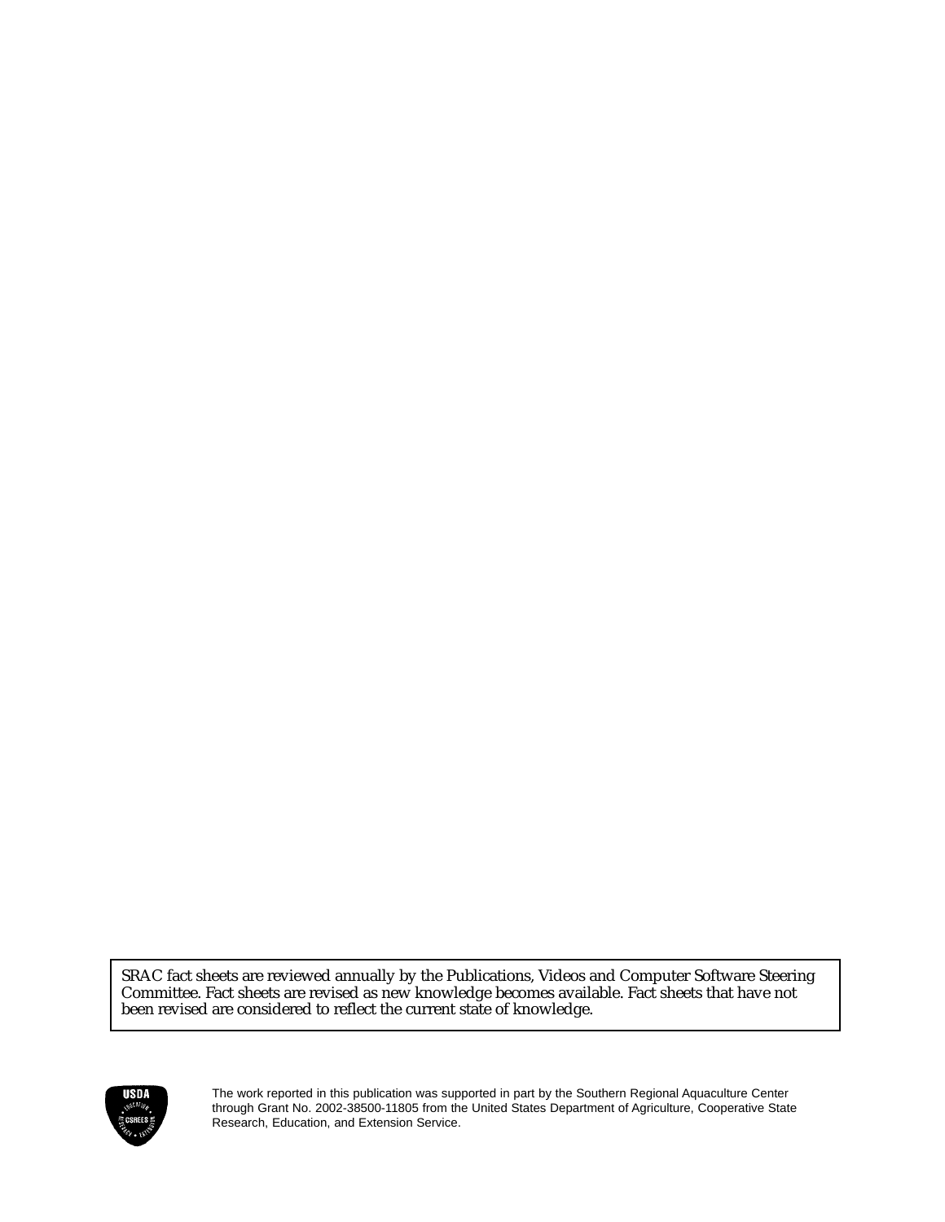SRAC fact sheets are reviewed annually by the Publications, Videos and Computer Software Steering Committee. Fact sheets are revised as new knowledge becomes available. Fact sheets that have not been revised are considered to reflect the current state of knowledge.

The work reported in this publication was supported in part by the Southern Regional Aquaculture Center through Grant No. 2002-38500-11805 from the United States Department of Agriculture, Cooperative State Research, Education, and Extension Service.